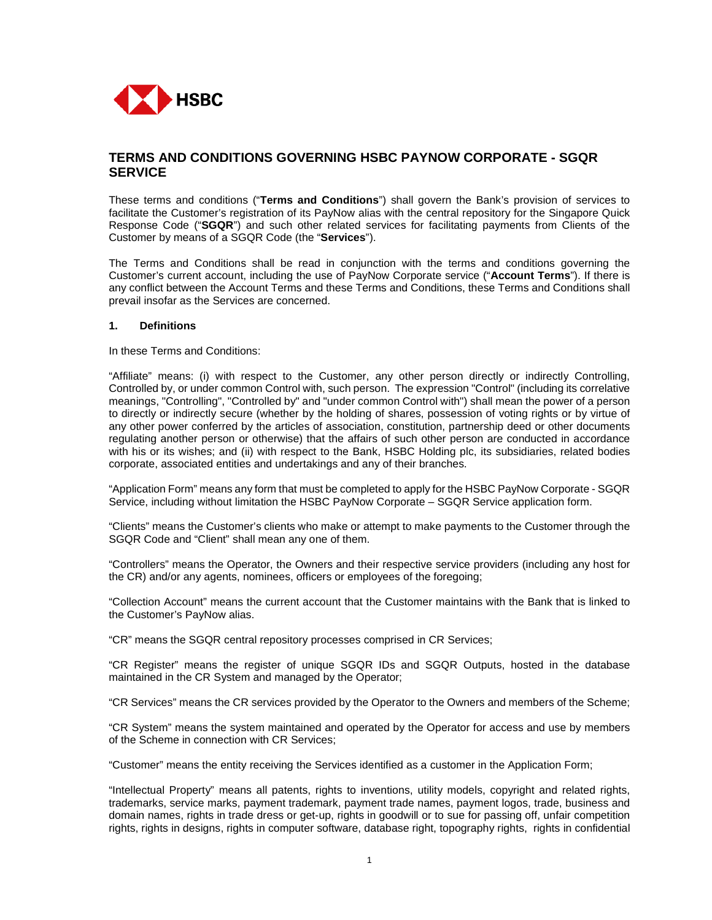HSBC

# TERMS AND CONDITIONS GOVERNING HSBC PAYNOW CORPORATE - SGQR SERVICE

These terms and conditions ("**Terms and Conditions**") shall govern the Bank's provision of services to facilitate the Customer's registration of its PayNow alias with the central repository for the Singapore Quick Response Code ("**SGQR**") and such other related services for facilitating payments from Clients of the Customer by means of a SGQR Code (the "**Services**").

The Terms and Conditions shall be read in conjunction with the terms and conditions governing the Customer's current account, including the use of PayNow Corporate service ("**Account Terms**"). If there is any conflict between the Account Terms and these Terms and Conditions, these Terms and Conditions shall prevail insofar as the Services are concerned.

## 1. Definitions

In these Terms and Conditions:

"Affiliate" means: (i) with respect to the Customer, any other person directly or indirectly Controlling, Controlled by, or under common Control with, such person. The expression "Control" (including its correlative meanings, "Controlling", "Controlled by" and "under common Control with") shall mean the power of a person to directly or indirectly secure (whether by the holding of shares, possession of voting rights or by virtue of any other power conferred by the articles of association, constitution, partnership deed or other documents regulating another person or otherwise) that the affairs of such other person are conducted in accordance with his or its wishes; and (ii) with respect to the Bank, HSBC Holding plc, its subsidiaries, related bodies corporate, associated entities and undertakings and any of their branches.

"Application Form" means any form that must be completed to apply for the HSBC PayNow Corporate - SGQR Service, including without limitation the HSBC PayNow Corporate – SGQR Service application form.

"Clients" means the Customer's clients who make or attempt to make payments to the Customer through the SGQR Code and "Client" shall mean any one of them.

"Controllers" means the Operator, the Owners and their respective service providers (including any host for the CR) and/or any agents, nominees, officers or employees of the foregoing;

"Collection Account" means the current account that the Customer maintains with the Bank that is linked to the Customer's PayNow alias.

"CR" means the SGQR central repository processes comprised in CR Services;

"CR Register" means the register of unique SGQR IDs and SGQR Outputs, hosted in the database maintained in the CR System and managed by the Operator;

"CR Services" means the CR services provided by the Operator to the Owners and members of the Scheme;

"CR System" means the system maintained and operated by the Operator for access and use by members of the Scheme in connection with CR Services;

"Customer" means the entity receiving the Services identified as a customer in the Application Form;

"Intellectual Property" means all patents, rights to inventions, utility models, copyright and related rights, trademarks, service marks, payment trademark, payment trade names, payment logos, trade, business and domain names, rights in trade dress or get-up, rights in goodwill or to sue for passing off, unfair competition rights, rights in designs, rights in computer software, database right, topography rights, rights in confidential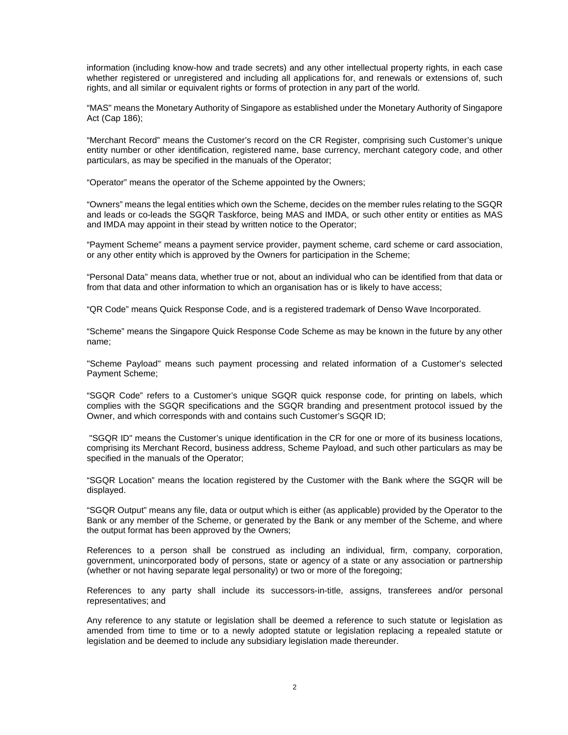information (including know-how and trade secrets) and any other intellectual property rights, in each case whether registered or unregistered and including all applications for, and renewals or extensions of, such rights, and all similar or equivalent rights or forms of protection in any part of the world.

"MAS" means the Monetary Authority of Singapore as established under the Monetary Authority of Singapore Act (Cap 186);

"Merchant Record" means the Customer's record on the CR Register, comprising such Customer's unique entity number or other identification, registered name, base currency, merchant category code, and other particulars, as may be specified in the manuals of the Operator;

"Operator" means the operator of the Scheme appointed by the Owners;

"Owners" means the legal entities which own the Scheme, decides on the member rules relating to the SGQR and leads or co-leads the SGQR Taskforce, being MAS and IMDA, or such other entity or entities as MAS and IMDA may appoint in their stead by written notice to the Operator;

"Payment Scheme" means a payment service provider, payment scheme, card scheme or card association, or any other entity which is approved by the Owners for participation in the Scheme;

"Personal Data" means data, whether true or not, about an individual who can be identified from that data or from that data and other information to which an organisation has or is likely to have access;

"QR Code" means Quick Response Code, and is a registered trademark of Denso Wave Incorporated.

"Scheme" means the Singapore Quick Response Code Scheme as may be known in the future by any other name;

"Scheme Payload" means such payment processing and related information of a Customer's selected Payment Scheme;

"SGQR Code" refers to a Customer's unique SGQR quick response code, for printing on labels, which complies with the SGQR specifications and the SGQR branding and presentment protocol issued by the Owner, and which corresponds with and contains such Customer's SGQR ID;

"SGQR ID" means the Customer's unique identification in the CR for one or more of its business locations, comprising its Merchant Record, business address, Scheme Payload, and such other particulars as may be specified in the manuals of the Operator;

"SGQR Location" means the location registered by the Customer with the Bank where the SGQR will be displayed.

"SGQR Output" means any file, data or output which is either (as applicable) provided by the Operator to the Bank or any member of the Scheme, or generated by the Bank or any member of the Scheme, and where the output format has been approved by the Owners;

References to a person shall be construed as including an individual, firm, company, corporation, government, unincorporated body of persons, state or agency of a state or any association or partnership (whether or not having separate legal personality) or two or more of the foregoing;

References to any party shall include its successors-in-title, assigns, transferees and/or personal representatives; and

Any reference to any statute or legislation shall be deemed a reference to such statute or legislation as amended from time to time or to a newly adopted statute or legislation replacing a repealed statute or legislation and be deemed to include any subsidiary legislation made thereunder.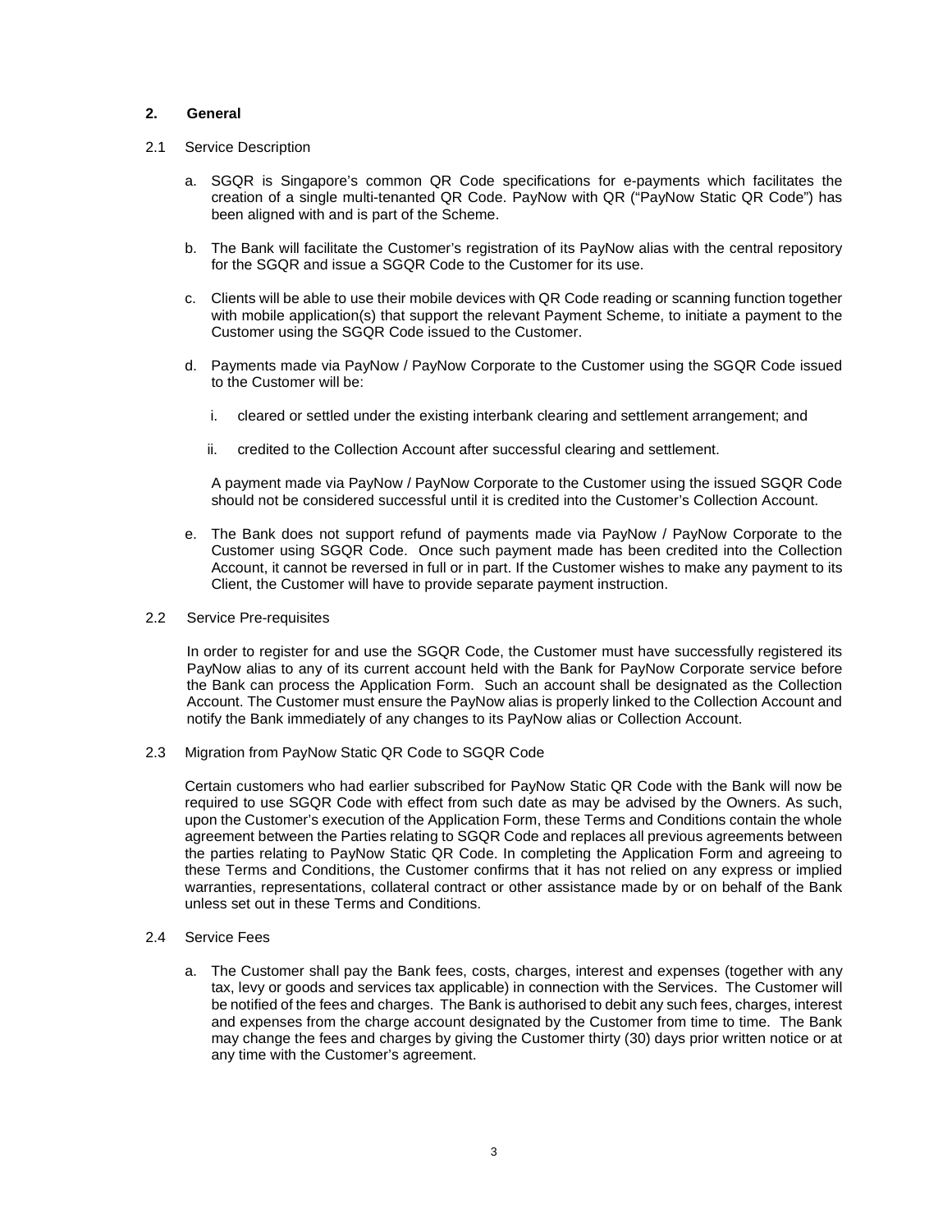## 2. General

2.1 Service Description

a. SGQR is Singapore's common QR Code specifications for e-payments which facilitates the creation of a single multi-tenanted QR Code. PayNow with QR ("PayNow Static QR Code") has been aligned with and is part of the Scheme.

b. The Bank will facilitate the Customer's registration of its PayNow alias with the central repository for the SGQR and issue a SGQR Code to the Customer for its use.

c. Clients will be able to use their mobile devices with QR Code reading or scanning function together with mobile application(s) that support the relevant Payment Scheme, to initiate a payment to the Customer using the SGQR Code issued to the Customer.

d. Payments made via PayNow / PayNow Corporate to the Customer using the SGQR Code issued to the Customer will be:

   i. cleared or settled under the existing interbank clearing and settlement arrangement; and

   ii. credited to the Collection Account after successful clearing and settlement.

   A payment made via PayNow / PayNow Corporate to the Customer using the issued SGQR Code should not be considered successful until it is credited into the Customer's Collection Account.

e. The Bank does not support refund of payments made via PayNow / PayNow Corporate to the Customer using SGQR Code. Once such payment made has been credited into the Collection Account, it cannot be reversed in full or in part. If the Customer wishes to make any payment to its Client, the Customer will have to provide separate payment instruction.

2.2 Service Pre-requisites

In order to register for and use the SGQR Code, the Customer must have successfully registered its PayNow alias to any of its current account held with the Bank for PayNow Corporate service before the Bank can process the Application Form. Such an account shall be designated as the Collection Account. The Customer must ensure the PayNow alias is properly linked to the Collection Account and notify the Bank immediately of any changes to its PayNow alias or Collection Account.

2.3 Migration from PayNow Static QR Code to SGQR Code

Certain customers who had earlier subscribed for PayNow Static QR Code with the Bank will now be required to use SGQR Code with effect from such date as may be advised by the Owners. As such, upon the Customer's execution of the Application Form, these Terms and Conditions contain the whole agreement between the Parties relating to SGQR Code and replaces all previous agreements between the parties relating to PayNow Static QR Code. In completing the Application Form and agreeing to these Terms and Conditions, the Customer confirms that it has not relied on any express or implied warranties, representations, collateral contract or other assistance made by or on behalf of the Bank unless set out in these Terms and Conditions.

2.4 Service Fees

a. The Customer shall pay the Bank fees, costs, charges, interest and expenses (together with any tax, levy or goods and services tax applicable) in connection with the Services. The Customer will be notified of the fees and charges. The Bank is authorised to debit any such fees, charges, interest and expenses from the charge account designated by the Customer from time to time. The Bank may change the fees and charges by giving the Customer thirty (30) days prior written notice or at any time with the Customer's agreement.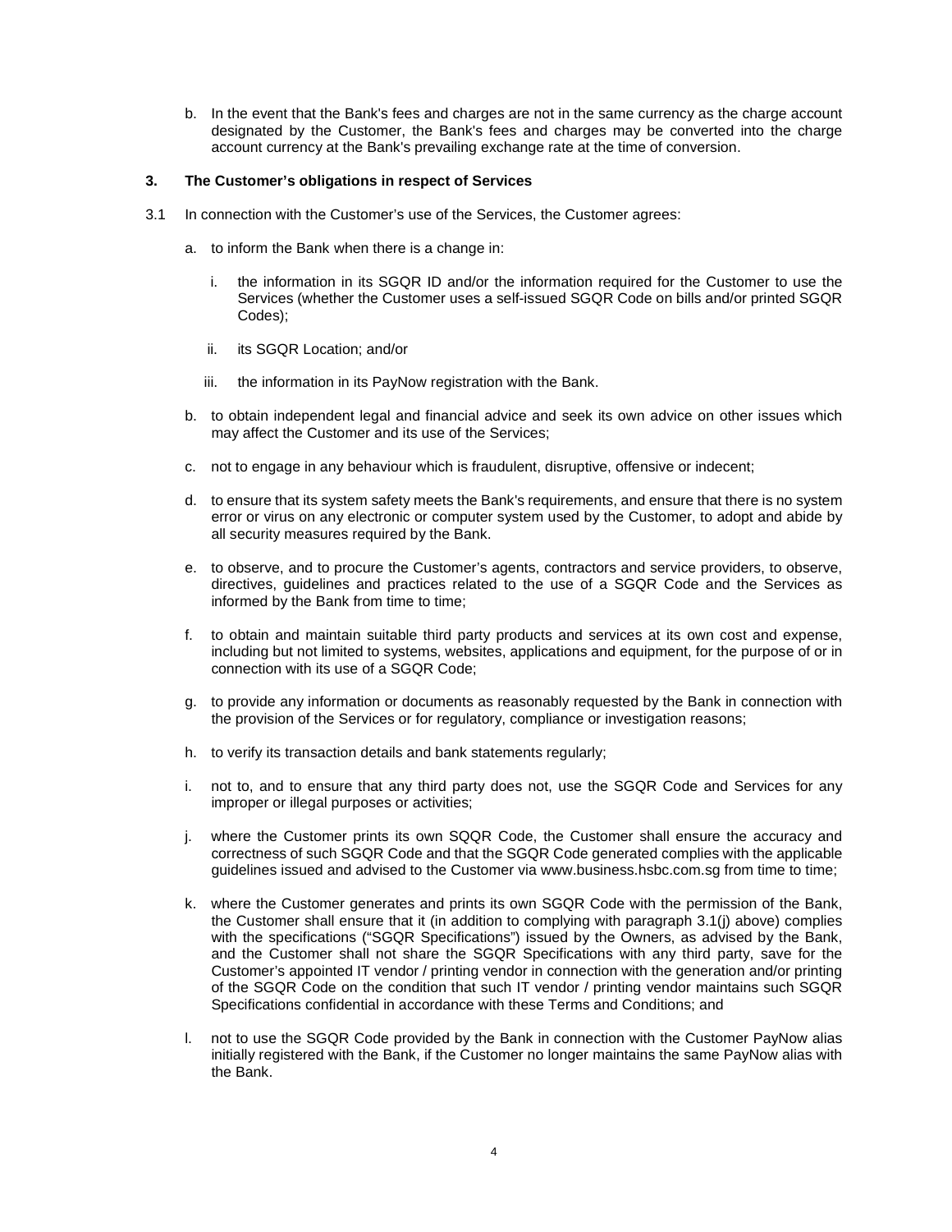b. In the event that the Bank's fees and charges are not in the same currency as the charge account designated by the Customer, the Bank's fees and charges may be converted into the charge account currency at the Bank's prevailing exchange rate at the time of conversion.

## 3. The Customer's obligations in respect of Services

3.1 In connection with the Customer's use of the Services, the Customer agrees:

a. to inform the Bank when there is a change in:

   i. the information in its SGQR ID and/or the information required for the Customer to use the Services (whether the Customer uses a self-issued SGQR Code on bills and/or printed SGQR Codes);

   ii. its SGQR Location; and/or

   iii. the information in its PayNow registration with the Bank.

b. to obtain independent legal and financial advice and seek its own advice on other issues which may affect the Customer and its use of the Services;

c. not to engage in any behaviour which is fraudulent, disruptive, offensive or indecent;

d. to ensure that its system safety meets the Bank's requirements, and ensure that there is no system error or virus on any electronic or computer system used by the Customer, to adopt and abide by all security measures required by the Bank.

e. to observe, and to procure the Customer's agents, contractors and service providers, to observe, directives, guidelines and practices related to the use of a SGQR Code and the Services as informed by the Bank from time to time;

f. to obtain and maintain suitable third party products and services at its own cost and expense, including but not limited to systems, websites, applications and equipment, for the purpose of or in connection with its use of a SGQR Code;

g. to provide any information or documents as reasonably requested by the Bank in connection with the provision of the Services or for regulatory, compliance or investigation reasons;

h. to verify its transaction details and bank statements regularly;

i. not to, and to ensure that any third party does not, use the SGQR Code and Services for any improper or illegal purposes or activities;

j. where the Customer prints its own SQQR Code, the Customer shall ensure the accuracy and correctness of such SGQR Code and that the SGQR Code generated complies with the applicable guidelines issued and advised to the Customer via www.business.hsbc.com.sg from time to time;

k. where the Customer generates and prints its own SGQR Code with the permission of the Bank, the Customer shall ensure that it (in addition to complying with paragraph 3.1(j) above) complies with the specifications ("SGQR Specifications") issued by the Owners, as advised by the Bank, and the Customer shall not share the SGQR Specifications with any third party, save for the Customer's appointed IT vendor / printing vendor in connection with the generation and/or printing of the SGQR Code on the condition that such IT vendor / printing vendor maintains such SGQR Specifications confidential in accordance with these Terms and Conditions; and

l. not to use the SGQR Code provided by the Bank in connection with the Customer PayNow alias initially registered with the Bank, if the Customer no longer maintains the same PayNow alias with the Bank.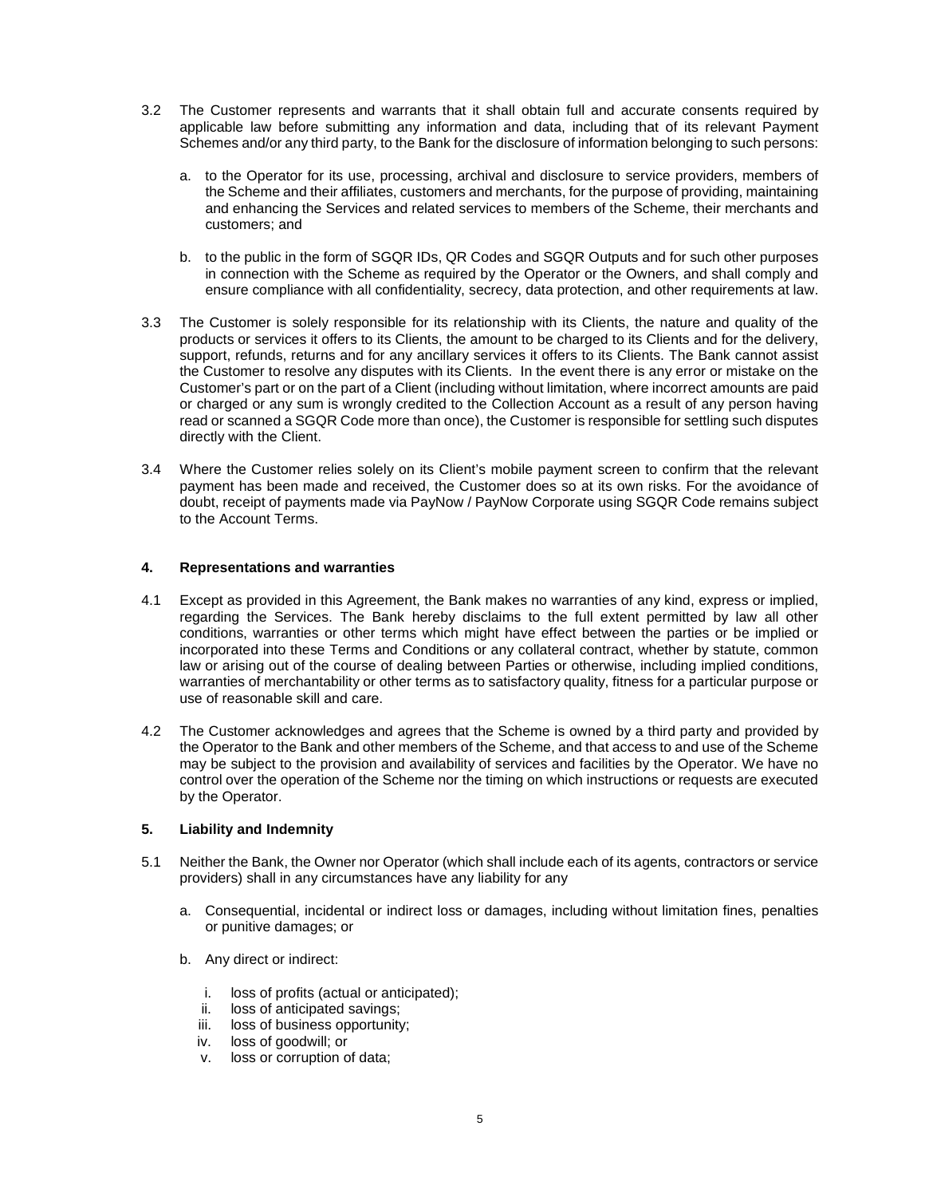3.2 The Customer represents and warrants that it shall obtain full and accurate consents required by applicable law before submitting any information and data, including that of its relevant Payment Schemes and/or any third party, to the Bank for the disclosure of information belonging to such persons:

   a. to the Operator for its use, processing, archival and disclosure to service providers, members of the Scheme and their affiliates, customers and merchants, for the purpose of providing, maintaining and enhancing the Services and related services to members of the Scheme, their merchants and customers; and

   b. to the public in the form of SGQR IDs, QR Codes and SGQR Outputs and for such other purposes in connection with the Scheme as required by the Operator or the Owners, and shall comply and ensure compliance with all confidentiality, secrecy, data protection, and other requirements at law.

3.3 The Customer is solely responsible for its relationship with its Clients, the nature and quality of the products or services it offers to its Clients, the amount to be charged to its Clients and for the delivery, support, refunds, returns and for any ancillary services it offers to its Clients. The Bank cannot assist the Customer to resolve any disputes with its Clients. In the event there is any error or mistake on the Customer's part or on the part of a Client (including without limitation, where incorrect amounts are paid or charged or any sum is wrongly credited to the Collection Account as a result of any person having read or scanned a SGQR Code more than once), the Customer is responsible for settling such disputes directly with the Client.

3.4 Where the Customer relies solely on its Client's mobile payment screen to confirm that the relevant payment has been made and received, the Customer does so at its own risks. For the avoidance of doubt, receipt of payments made via PayNow / PayNow Corporate using SGQR Code remains subject to the Account Terms.

## 4. Representations and warranties

4.1 Except as provided in this Agreement, the Bank makes no warranties of any kind, express or implied, regarding the Services. The Bank hereby disclaims to the full extent permitted by law all other conditions, warranties or other terms which might have effect between the parties or be implied or incorporated into these Terms and Conditions or any collateral contract, whether by statute, common law or arising out of the course of dealing between Parties or otherwise, including implied conditions, warranties of merchantability or other terms as to satisfactory quality, fitness for a particular purpose or use of reasonable skill and care.

4.2 The Customer acknowledges and agrees that the Scheme is owned by a third party and provided by the Operator to the Bank and other members of the Scheme, and that access to and use of the Scheme may be subject to the provision and availability of services and facilities by the Operator. We have no control over the operation of the Scheme nor the timing on which instructions or requests are executed by the Operator.

## 5. Liability and Indemnity

5.1 Neither the Bank, the Owner nor Operator (which shall include each of its agents, contractors or service providers) shall in any circumstances have any liability for any

   a. Consequential, incidental or indirect loss or damages, including without limitation fines, penalties or punitive damages; or

   b. Any direct or indirect:

      i. loss of profits (actual or anticipated);
      ii. loss of anticipated savings;
      iii. loss of business opportunity;
      iv. loss of goodwill; or
      v. loss or corruption of data;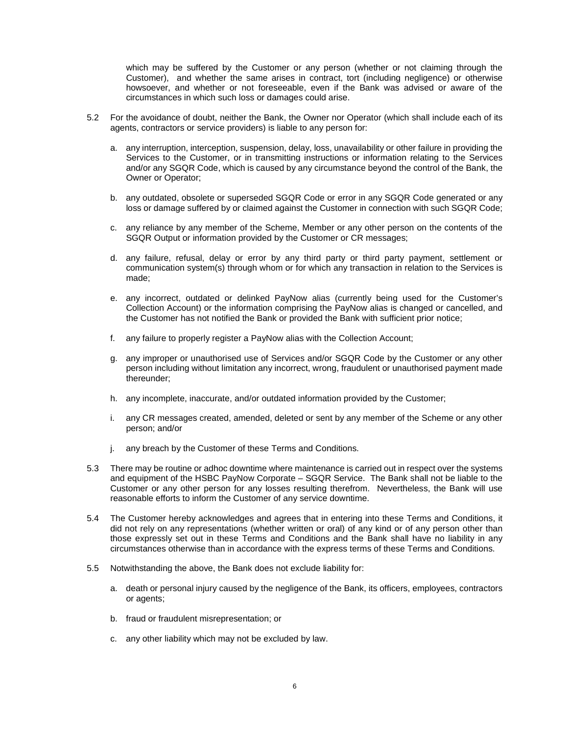which may be suffered by the Customer or any person (whether or not claiming through the Customer), and whether the same arises in contract, tort (including negligence) or otherwise howsoever, and whether or not foreseeable, even if the Bank was advised or aware of the circumstances in which such loss or damages could arise.

5.2 For the avoidance of doubt, neither the Bank, the Owner nor Operator (which shall include each of its agents, contractors or service providers) is liable to any person for:

a. any interruption, interception, suspension, delay, loss, unavailability or other failure in providing the Services to the Customer, or in transmitting instructions or information relating to the Services and/or any SGQR Code, which is caused by any circumstance beyond the control of the Bank, the Owner or Operator;

b. any outdated, obsolete or superseded SGQR Code or error in any SGQR Code generated or any loss or damage suffered by or claimed against the Customer in connection with such SGQR Code;

c. any reliance by any member of the Scheme, Member or any other person on the contents of the SGQR Output or information provided by the Customer or CR messages;

d. any failure, refusal, delay or error by any third party or third party payment, settlement or communication system(s) through whom or for which any transaction in relation to the Services is made;

e. any incorrect, outdated or delinked PayNow alias (currently being used for the Customer's Collection Account) or the information comprising the PayNow alias is changed or cancelled, and the Customer has not notified the Bank or provided the Bank with sufficient prior notice;

f. any failure to properly register a PayNow alias with the Collection Account;

g. any improper or unauthorised use of Services and/or SGQR Code by the Customer or any other person including without limitation any incorrect, wrong, fraudulent or unauthorised payment made thereunder;

h. any incomplete, inaccurate, and/or outdated information provided by the Customer;

i. any CR messages created, amended, deleted or sent by any member of the Scheme or any other person; and/or

j. any breach by the Customer of these Terms and Conditions.

5.3 There may be routine or adhoc downtime where maintenance is carried out in respect over the systems and equipment of the HSBC PayNow Corporate – SGQR Service. The Bank shall not be liable to the Customer or any other person for any losses resulting therefrom. Nevertheless, the Bank will use reasonable efforts to inform the Customer of any service downtime.

5.4 The Customer hereby acknowledges and agrees that in entering into these Terms and Conditions, it did not rely on any representations (whether written or oral) of any kind or of any person other than those expressly set out in these Terms and Conditions and the Bank shall have no liability in any circumstances otherwise than in accordance with the express terms of these Terms and Conditions.

5.5 Notwithstanding the above, the Bank does not exclude liability for:

a. death or personal injury caused by the negligence of the Bank, its officers, employees, contractors or agents;

b. fraud or fraudulent misrepresentation; or

c. any other liability which may not be excluded by law.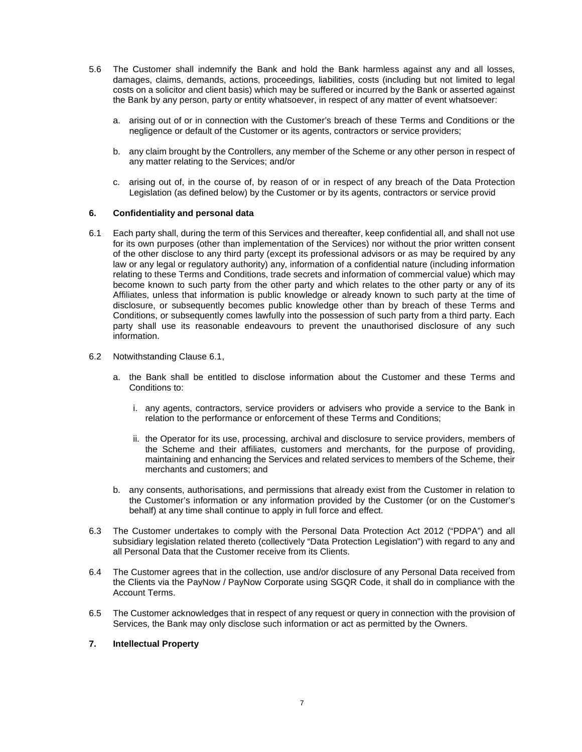5.6 The Customer shall indemnify the Bank and hold the Bank harmless against any and all losses, damages, claims, demands, actions, proceedings, liabilities, costs (including but not limited to legal costs on a solicitor and client basis) which may be suffered or incurred by the Bank or asserted against the Bank by any person, party or entity whatsoever, in respect of any matter of event whatsoever:

   a. arising out of or in connection with the Customer's breach of these Terms and Conditions or the negligence or default of the Customer or its agents, contractors or service providers;

   b. any claim brought by the Controllers, any member of the Scheme or any other person in respect of any matter relating to the Services; and/or

   c. arising out of, in the course of, by reason of or in respect of any breach of the Data Protection Legislation (as defined below) by the Customer or by its agents, contractors or service provid

### 6. Confidentiality and personal data

6.1 Each party shall, during the term of this Services and thereafter, keep confidential all, and shall not use for its own purposes (other than implementation of the Services) nor without the prior written consent of the other disclose to any third party (except its professional advisors or as may be required by any law or any legal or regulatory authority) any, information of a confidential nature (including information relating to these Terms and Conditions, trade secrets and information of commercial value) which may become known to such party from the other party and which relates to the other party or any of its Affiliates, unless that information is public knowledge or already known to such party at the time of disclosure, or subsequently becomes public knowledge other than by breach of these Terms and Conditions, or subsequently comes lawfully into the possession of such party from a third party. Each party shall use its reasonable endeavours to prevent the unauthorised disclosure of any such information.

6.2 Notwithstanding Clause 6.1,

   a. the Bank shall be entitled to disclose information about the Customer and these Terms and Conditions to:

      i. any agents, contractors, service providers or advisers who provide a service to the Bank in relation to the performance or enforcement of these Terms and Conditions;

      ii. the Operator for its use, processing, archival and disclosure to service providers, members of the Scheme and their affiliates, customers and merchants, for the purpose of providing, maintaining and enhancing the Services and related services to members of the Scheme, their merchants and customers; and

   b. any consents, authorisations, and permissions that already exist from the Customer in relation to the Customer's information or any information provided by the Customer (or on the Customer's behalf) at any time shall continue to apply in full force and effect.

6.3 The Customer undertakes to comply with the Personal Data Protection Act 2012 ("PDPA") and all subsidiary legislation related thereto (collectively "Data Protection Legislation") with regard to any and all Personal Data that the Customer receive from its Clients.

6.4 The Customer agrees that in the collection, use and/or disclosure of any Personal Data received from the Clients via the PayNow / PayNow Corporate using SGQR Code, it shall do in compliance with the Account Terms.

6.5 The Customer acknowledges that in respect of any request or query in connection with the provision of Services, the Bank may only disclose such information or act as permitted by the Owners.

### 7. Intellectual Property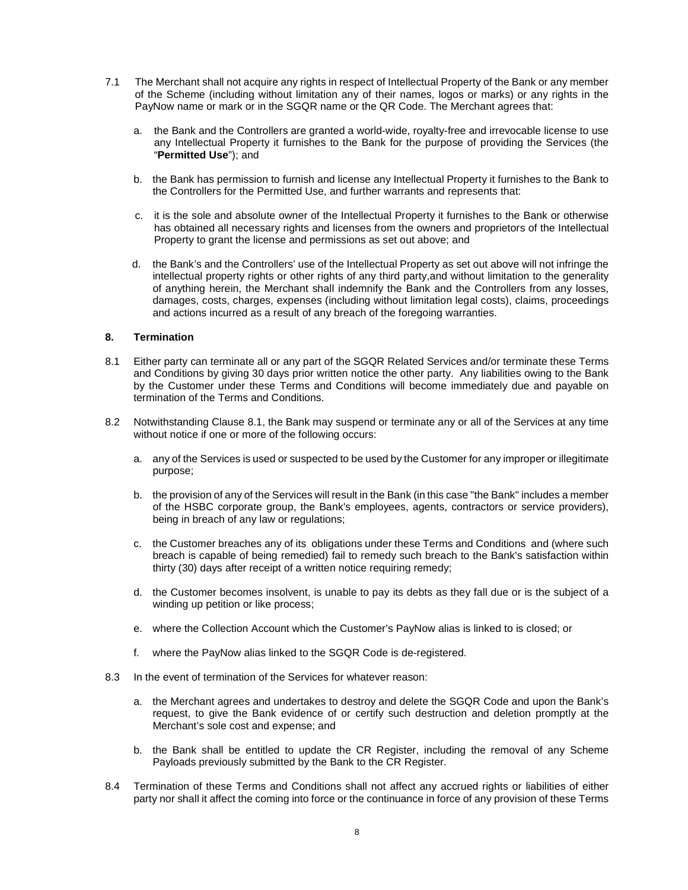7.1 The Merchant shall not acquire any rights in respect of Intellectual Property of the Bank or any member of the Scheme (including without limitation any of their names, logos or marks) or any rights in the PayNow name or mark or in the SGQR name or the QR Code. The Merchant agrees that:

   a. the Bank and the Controllers are granted a world-wide, royalty-free and irrevocable license to use any Intellectual Property it furnishes to the Bank for the purpose of providing the Services (the "**Permitted Use**"); and

   b. the Bank has permission to furnish and license any Intellectual Property it furnishes to the Bank to the Controllers for the Permitted Use, and further warrants and represents that:

   c. it is the sole and absolute owner of the Intellectual Property it furnishes to the Bank or otherwise has obtained all necessary rights and licenses from the owners and proprietors of the Intellectual Property to grant the license and permissions as set out above; and

   d. the Bank's and the Controllers' use of the Intellectual Property as set out above will not infringe the intellectual property rights or other rights of any third party,and without limitation to the generality of anything herein, the Merchant shall indemnify the Bank and the Controllers from any losses, damages, costs, charges, expenses (including without limitation legal costs), claims, proceedings and actions incurred as a result of any breach of the foregoing warranties.

**8. Termination**

8.1 Either party can terminate all or any part of the SGQR Related Services and/or terminate these Terms and Conditions by giving 30 days prior written notice the other party. Any liabilities owing to the Bank by the Customer under these Terms and Conditions will become immediately due and payable on termination of the Terms and Conditions.

8.2 Notwithstanding Clause 8.1, the Bank may suspend or terminate any or all of the Services at any time without notice if one or more of the following occurs:

   a. any of the Services is used or suspected to be used by the Customer for any improper or illegitimate purpose;

   b. the provision of any of the Services will result in the Bank (in this case "the Bank" includes a member of the HSBC corporate group, the Bank's employees, agents, contractors or service providers), being in breach of any law or regulations;

   c. the Customer breaches any of its obligations under these Terms and Conditions and (where such breach is capable of being remedied) fail to remedy such breach to the Bank's satisfaction within thirty (30) days after receipt of a written notice requiring remedy;

   d. the Customer becomes insolvent, is unable to pay its debts as they fall due or is the subject of a winding up petition or like process;

   e. where the Collection Account which the Customer's PayNow alias is linked to is closed; or

   f. where the PayNow alias linked to the SGQR Code is de-registered.

8.3 In the event of termination of the Services for whatever reason:

   a. the Merchant agrees and undertakes to destroy and delete the SGQR Code and upon the Bank's request, to give the Bank evidence of or certify such destruction and deletion promptly at the Merchant's sole cost and expense; and

   b. the Bank shall be entitled to update the CR Register, including the removal of any Scheme Payloads previously submitted by the Bank to the CR Register.

8.4 Termination of these Terms and Conditions shall not affect any accrued rights or liabilities of either party nor shall it affect the coming into force or the continuance in force of any provision of these Terms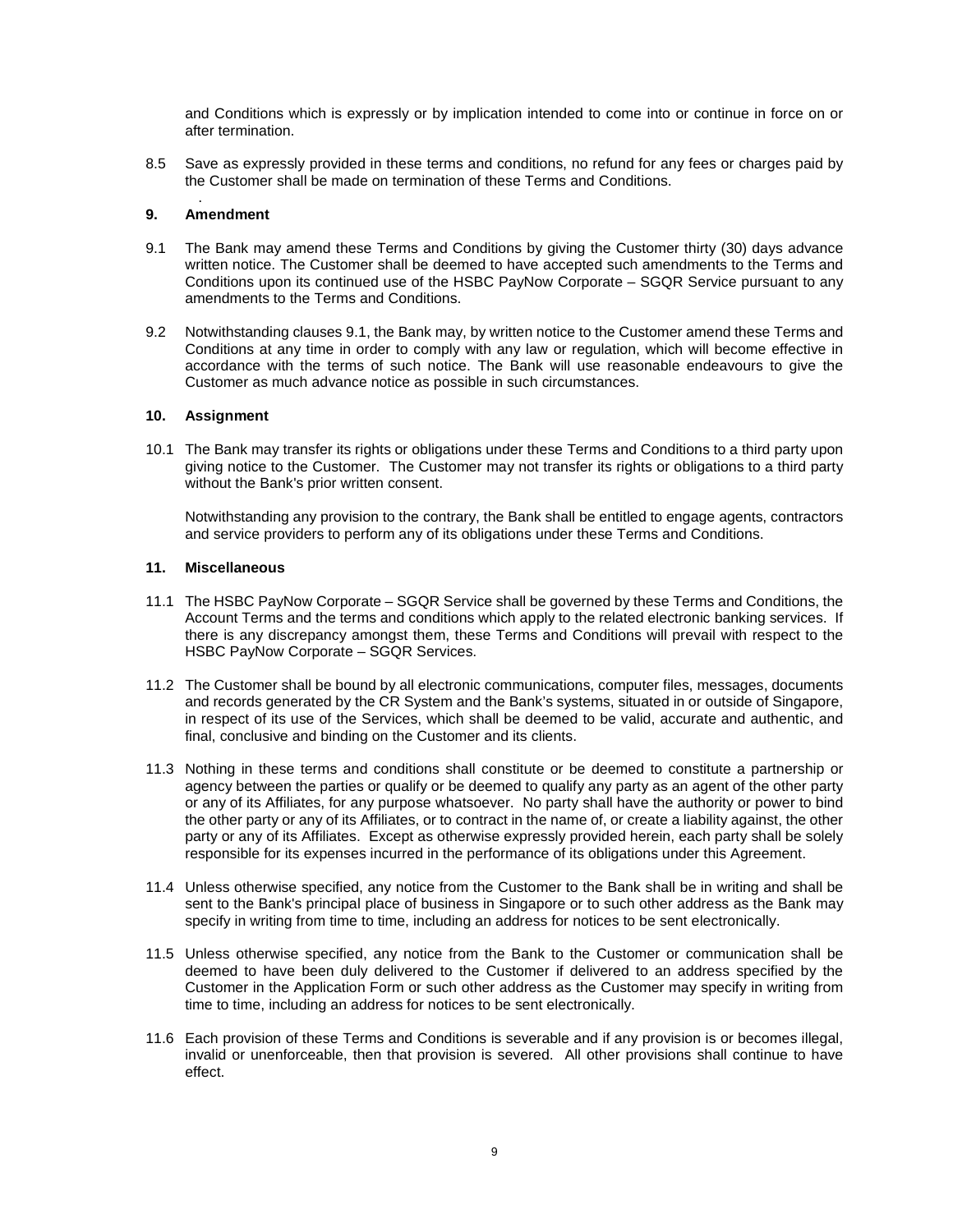and Conditions which is expressly or by implication intended to come into or continue in force on or after termination.

8.5 Save as expressly provided in these terms and conditions, no refund for any fees or charges paid by the Customer shall be made on termination of these Terms and Conditions.

## 9. Amendment

9.1 The Bank may amend these Terms and Conditions by giving the Customer thirty (30) days advance written notice. The Customer shall be deemed to have accepted such amendments to the Terms and Conditions upon its continued use of the HSBC PayNow Corporate – SGQR Service pursuant to any amendments to the Terms and Conditions.

9.2 Notwithstanding clauses 9.1, the Bank may, by written notice to the Customer amend these Terms and Conditions at any time in order to comply with any law or regulation, which will become effective in accordance with the terms of such notice. The Bank will use reasonable endeavours to give the Customer as much advance notice as possible in such circumstances.

## 10. Assignment

10.1 The Bank may transfer its rights or obligations under these Terms and Conditions to a third party upon giving notice to the Customer. The Customer may not transfer its rights or obligations to a third party without the Bank's prior written consent.

Notwithstanding any provision to the contrary, the Bank shall be entitled to engage agents, contractors and service providers to perform any of its obligations under these Terms and Conditions.

## 11. Miscellaneous

11.1 The HSBC PayNow Corporate – SGQR Service shall be governed by these Terms and Conditions, the Account Terms and the terms and conditions which apply to the related electronic banking services. If there is any discrepancy amongst them, these Terms and Conditions will prevail with respect to the HSBC PayNow Corporate – SGQR Services.

11.2 The Customer shall be bound by all electronic communications, computer files, messages, documents and records generated by the CR System and the Bank's systems, situated in or outside of Singapore, in respect of its use of the Services, which shall be deemed to be valid, accurate and authentic, and final, conclusive and binding on the Customer and its clients.

11.3 Nothing in these terms and conditions shall constitute or be deemed to constitute a partnership or agency between the parties or qualify or be deemed to qualify any party as an agent of the other party or any of its Affiliates, for any purpose whatsoever. No party shall have the authority or power to bind the other party or any of its Affiliates, or to contract in the name of, or create a liability against, the other party or any of its Affiliates. Except as otherwise expressly provided herein, each party shall be solely responsible for its expenses incurred in the performance of its obligations under this Agreement.

11.4 Unless otherwise specified, any notice from the Customer to the Bank shall be in writing and shall be sent to the Bank's principal place of business in Singapore or to such other address as the Bank may specify in writing from time to time, including an address for notices to be sent electronically.

11.5 Unless otherwise specified, any notice from the Bank to the Customer or communication shall be deemed to have been duly delivered to the Customer if delivered to an address specified by the Customer in the Application Form or such other address as the Customer may specify in writing from time to time, including an address for notices to be sent electronically.

11.6 Each provision of these Terms and Conditions is severable and if any provision is or becomes illegal, invalid or unenforceable, then that provision is severed. All other provisions shall continue to have effect.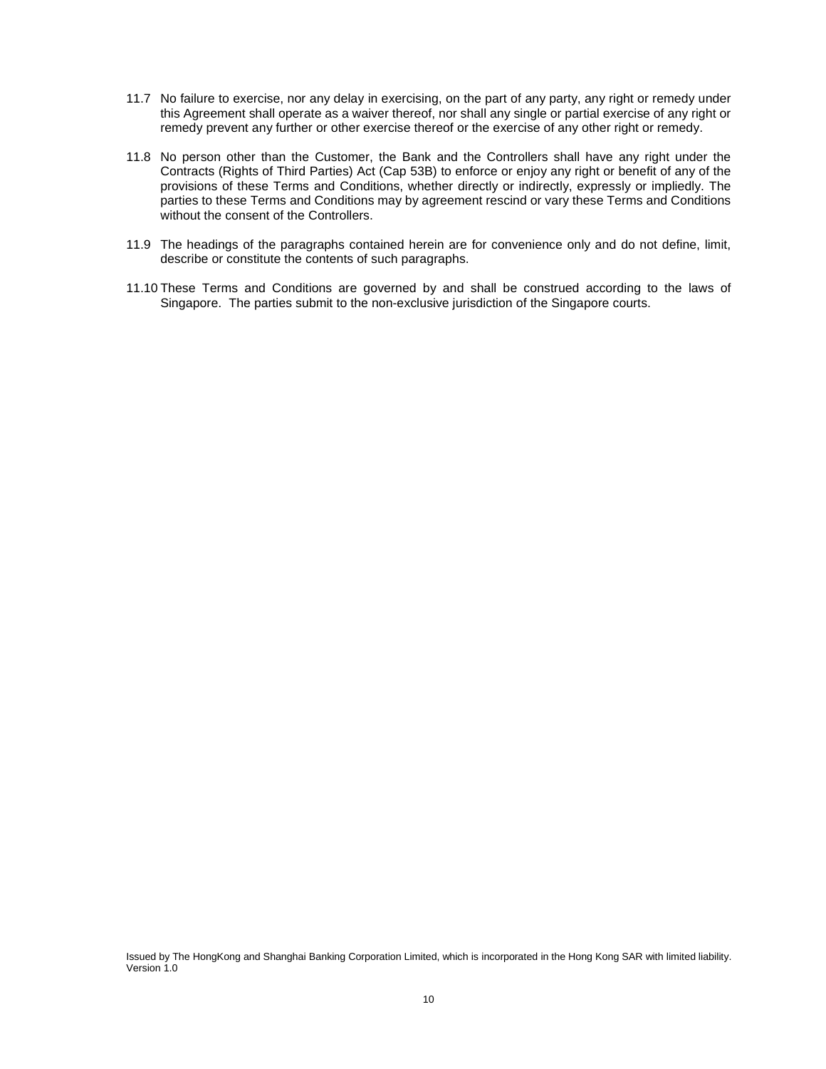11.7 No failure to exercise, nor any delay in exercising, on the part of any party, any right or remedy under this Agreement shall operate as a waiver thereof, nor shall any single or partial exercise of any right or remedy prevent any further or other exercise thereof or the exercise of any other right or remedy.

11.8 No person other than the Customer, the Bank and the Controllers shall have any right under the Contracts (Rights of Third Parties) Act (Cap 53B) to enforce or enjoy any right or benefit of any of the provisions of these Terms and Conditions, whether directly or indirectly, expressly or impliedly. The parties to these Terms and Conditions may by agreement rescind or vary these Terms and Conditions without the consent of the Controllers.

11.9 The headings of the paragraphs contained herein are for convenience only and do not define, limit, describe or constitute the contents of such paragraphs.

11.10 These Terms and Conditions are governed by and shall be construed according to the laws of Singapore. The parties submit to the non-exclusive jurisdiction of the Singapore courts.

Issued by The HongKong and Shanghai Banking Corporation Limited, which is incorporated in the Hong Kong SAR with limited liability.
Version 1.0